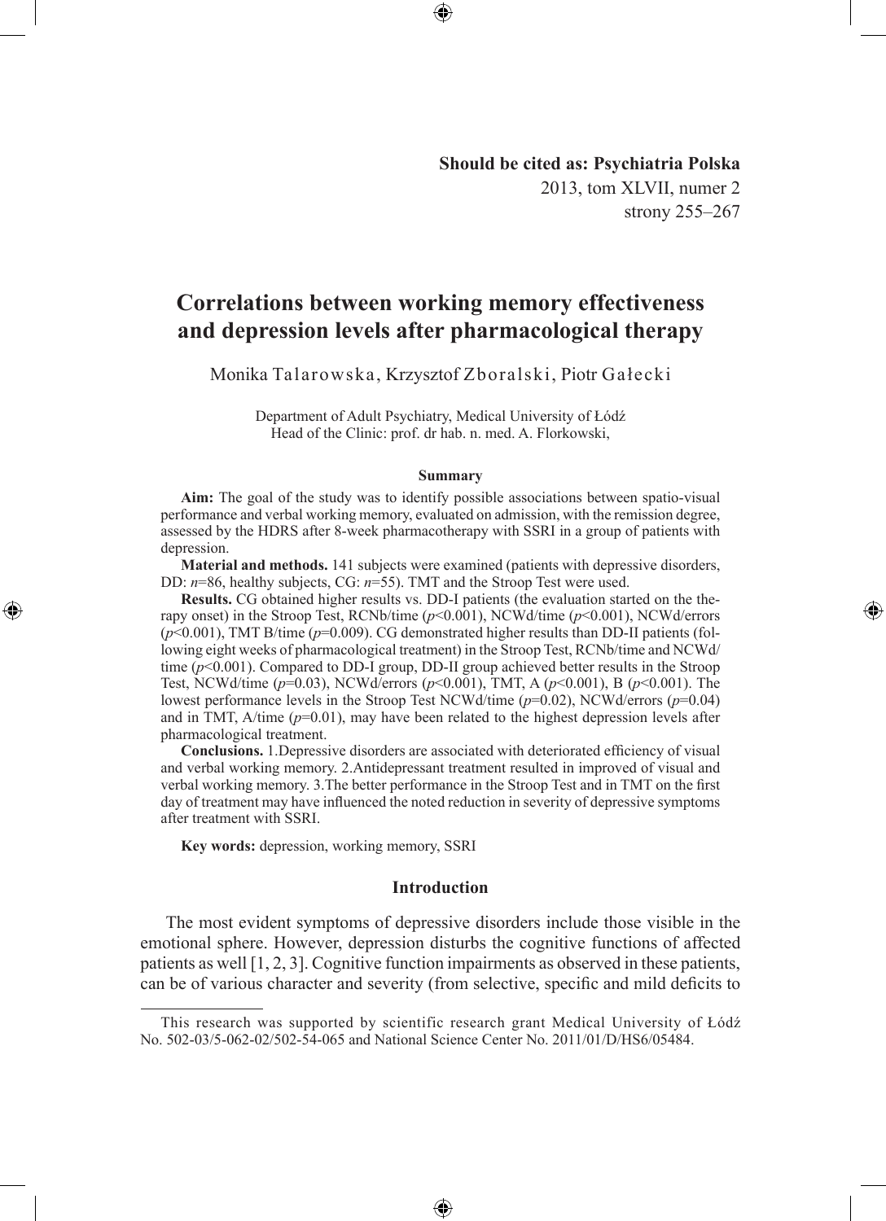**Should be cited as: Psychiatria Polska**
2013, tom XLVII, numer 2
strony 255–267

# Correlations between working memory effectiveness and depression levels after pharmacological therapy

Monika Talarowska, Krzysztof Zboralski, Piotr Gałecki

Department of Adult Psychiatry, Medical University of Łódź
Head of the Clinic: prof. dr hab. n. med. A. Florkowski,

### Summary

**Aim:** The goal of the study was to identify possible associations between spatio-visual performance and verbal working memory, evaluated on admission, with the remission degree, assessed by the HDRS after 8-week pharmacotherapy with SSRI in a group of patients with depression.

**Material and methods.** 141 subjects were examined (patients with depressive disorders, DD: *n*=86, healthy subjects, CG: *n*=55). TMT and the Stroop Test were used.

**Results.** CG obtained higher results vs. DD-I patients (the evaluation started on the therapy onset) in the Stroop Test, RCNb/time ($p<0.001$), NCWd/time ($p<0.001$), NCWd/errors ($p<0.001$), TMT B/time ($p=0.009$). CG demonstrated higher results than DD-II patients (following eight weeks of pharmacological treatment) in the Stroop Test, RCNb/time and NCWd/time ($p<0.001$). Compared to DD-I group, DD-II group achieved better results in the Stroop Test, NCWd/time ($p=0.03$), NCWd/errors ($p<0.001$), TMT, A ($p<0.001$), B ($p<0.001$). The lowest performance levels in the Stroop Test NCWd/time ($p=0.02$), NCWd/errors ($p=0.04$) and in TMT, A/time ($p=0.01$), may have been related to the highest depression levels after pharmacological treatment.

**Conclusions.** 1.Depressive disorders are associated with deteriorated efficiency of visual and verbal working memory. 2.Antidepressant treatment resulted in improved of visual and verbal working memory. 3.The better performance in the Stroop Test and in TMT on the first day of treatment may have influenced the noted reduction in severity of depressive symptoms after treatment with SSRI.

**Key words:** depression, working memory, SSRI

## Introduction

The most evident symptoms of depressive disorders include those visible in the emotional sphere. However, depression disturbs the cognitive functions of affected patients as well [1, 2, 3]. Cognitive function impairments as observed in these patients, can be of various character and severity (from selective, specific and mild deficits to

---

This research was supported by scientific research grant Medical University of Łódź No. 502-03/5-062-02/502-54-065 and National Science Center No. 2011/01/D/HS6/05484.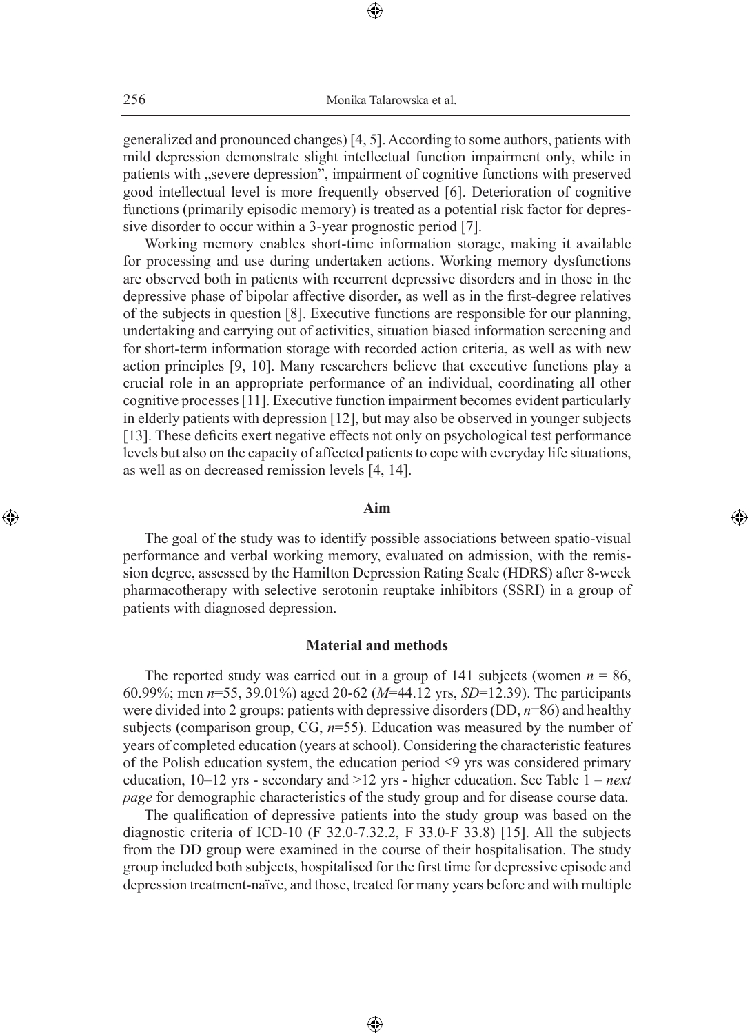generalized and pronounced changes) [4, 5]. According to some authors, patients with mild depression demonstrate slight intellectual function impairment only, while in patients with „severe depression", impairment of cognitive functions with preserved good intellectual level is more frequently observed [6]. Deterioration of cognitive functions (primarily episodic memory) is treated as a potential risk factor for depressive disorder to occur within a 3-year prognostic period [7].

Working memory enables short-time information storage, making it available for processing and use during undertaken actions. Working memory dysfunctions are observed both in patients with recurrent depressive disorders and in those in the depressive phase of bipolar affective disorder, as well as in the first-degree relatives of the subjects in question [8]. Executive functions are responsible for our planning, undertaking and carrying out of activities, situation biased information screening and for short-term information storage with recorded action criteria, as well as with new action principles [9, 10]. Many researchers believe that executive functions play a crucial role in an appropriate performance of an individual, coordinating all other cognitive processes [11]. Executive function impairment becomes evident particularly in elderly patients with depression [12], but may also be observed in younger subjects [13]. These deficits exert negative effects not only on psychological test performance levels but also on the capacity of affected patients to cope with everyday life situations, as well as on decreased remission levels [4, 14].

## Aim

The goal of the study was to identify possible associations between spatio-visual performance and verbal working memory, evaluated on admission, with the remission degree, assessed by the Hamilton Depression Rating Scale (HDRS) after 8-week pharmacotherapy with selective serotonin reuptake inhibitors (SSRI) in a group of patients with diagnosed depression.

## Material and methods

The reported study was carried out in a group of 141 subjects (women $n = 86$, 60.99%; men $n=55$, 39.01%) aged 20-62 ($M=44.12$ yrs, $SD=12.39$). The participants were divided into 2 groups: patients with depressive disorders (DD, $n=86$) and healthy subjects (comparison group, CG, $n=55$). Education was measured by the number of years of completed education (years at school). Considering the characteristic features of the Polish education system, the education period ≤9 yrs was considered primary education, 10–12 yrs - secondary and >12 yrs - higher education. See Table 1 – *next page* for demographic characteristics of the study group and for disease course data.

The qualification of depressive patients into the study group was based on the diagnostic criteria of ICD-10 (F 32.0-7.32.2, F 33.0-F 33.8) [15]. All the subjects from the DD group were examined in the course of their hospitalisation. The study group included both subjects, hospitalised for the first time for depressive episode and depression treatment-naïve, and those, treated for many years before and with multiple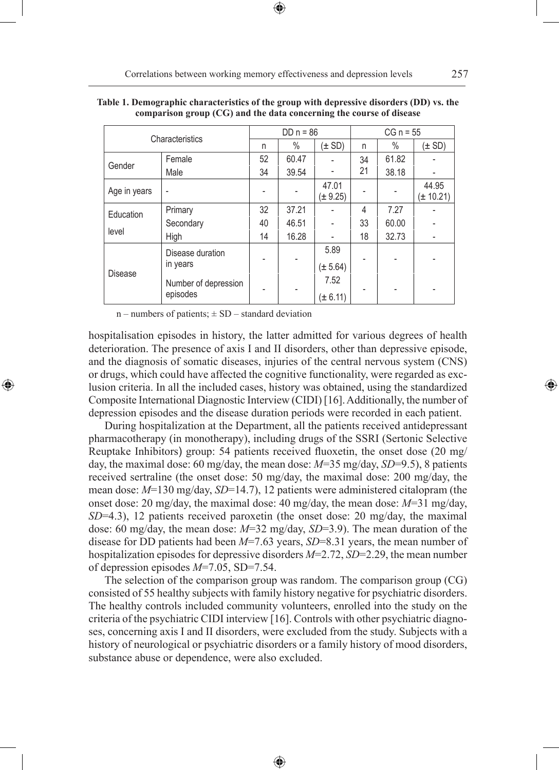**Table 1. Demographic characteristics of the group with depressive disorders (DD) vs. the comparison group (CG) and the data concerning the course of disease**

| Characteristics | | DD n = 86 | | | CG n = 55 | | |
|---|---|---|---|---|---|---|---|
| | | n | % | (± SD) | n | % | (± SD) |
| Gender | Female | 52 | 60.47 | - | 34 | 61.82 | - |
| | Male | 34 | 39.54 | - | 21 | 38.18 | - |
| Age in years | - | - | - | 47.01 (± 9.25) | - | - | 44.95 (± 10.21) |
| Education level | Primary | 32 | 37.21 | - | 4 | 7.27 | - |
| | Secondary | 40 | 46.51 | - | 33 | 60.00 | - |
| | High | 14 | 16.28 | - | 18 | 32.73 | - |
| Disease | Disease duration in years | - | - | 5.89 (± 5.64) | - | - | - |
| | Number of depression episodes | - | - | 7.52 (± 6.11) | - | - | - |

n – numbers of patients; ± SD – standard deviation

hospitalisation episodes in history, the latter admitted for various degrees of health deterioration. The presence of axis I and II disorders, other than depressive episode, and the diagnosis of somatic diseases, injuries of the central nervous system (CNS) or drugs, which could have affected the cognitive functionality, were regarded as exclusion criteria. In all the included cases, history was obtained, using the standardized Composite International Diagnostic Interview (CIDI) [16]. Additionally, the number of depression episodes and the disease duration periods were recorded in each patient.

During hospitalization at the Department, all the patients received antidepressant pharmacotherapy (in monotherapy), including drugs of the SSRI (Sertonic Selective Reuptake Inhibitors) group: 54 patients received fluoxetin, the onset dose (20 mg/day, the maximal dose: 60 mg/day, the mean dose: $M$=35 mg/day, $SD$=9.5), 8 patients received sertraline (the onset dose: 50 mg/day, the maximal dose: 200 mg/day, the mean dose: $M$=130 mg/day, $SD$=14.7), 12 patients were administered citalopram (the onset dose: 20 mg/day, the maximal dose: 40 mg/day, the mean dose: $M$=31 mg/day, $SD$=4.3), 12 patients received paroxetin (the onset dose: 20 mg/day, the maximal dose: 60 mg/day, the mean dose: $M$=32 mg/day, $SD$=3.9). The mean duration of the disease for DD patients had been $M$=7.63 years, $SD$=8.31 years, the mean number of hospitalization episodes for depressive disorders $M$=2.72, $SD$=2.29, the mean number of depression episodes $M$=7.05, SD=7.54.

The selection of the comparison group was random. The comparison group (CG) consisted of 55 healthy subjects with family history negative for psychiatric disorders. The healthy controls included community volunteers, enrolled into the study on the criteria of the psychiatric CIDI interview [16]. Controls with other psychiatric diagnoses, concerning axis I and II disorders, were excluded from the study. Subjects with a history of neurological or psychiatric disorders or a family history of mood disorders, substance abuse or dependence, were also excluded.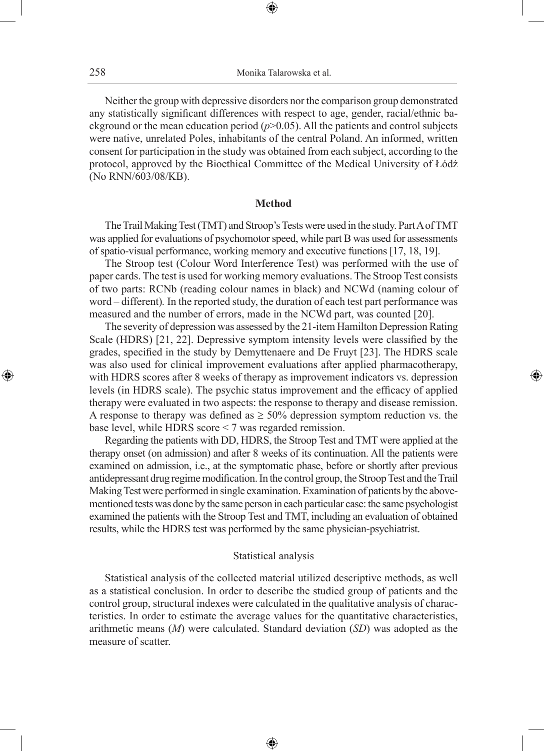Neither the group with depressive disorders nor the comparison group demonstrated any statistically significant differences with respect to age, gender, racial/ethnic background or the mean education period ($p$>0.05). All the patients and control subjects were native, unrelated Poles, inhabitants of the central Poland. An informed, written consent for participation in the study was obtained from each subject, according to the protocol, approved by the Bioethical Committee of the Medical University of Łódź (No RNN/603/08/KB).

## Method

The Trail Making Test (TMT) and Stroop's Tests were used in the study. Part A of TMT was applied for evaluations of psychomotor speed, while part B was used for assessments of spatio-visual performance, working memory and executive functions [17, 18, 19].

The Stroop test (Colour Word Interference Test) was performed with the use of paper cards. The test is used for working memory evaluations. The Stroop Test consists of two parts: RCNb (reading colour names in black) and NCWd (naming colour of word – different). In the reported study, the duration of each test part performance was measured and the number of errors, made in the NCWd part, was counted [20].

The severity of depression was assessed by the 21-item Hamilton Depression Rating Scale (HDRS) [21, 22]. Depressive symptom intensity levels were classified by the grades, specified in the study by Demyttenaere and De Fruyt [23]. The HDRS scale was also used for clinical improvement evaluations after applied pharmacotherapy, with HDRS scores after 8 weeks of therapy as improvement indicators vs. depression levels (in HDRS scale). The psychic status improvement and the efficacy of applied therapy were evaluated in two aspects: the response to therapy and disease remission. A response to therapy was defined as ≥ 50% depression symptom reduction vs. the base level, while HDRS score < 7 was regarded remission.

Regarding the patients with DD, HDRS, the Stroop Test and TMT were applied at the therapy onset (on admission) and after 8 weeks of its continuation. All the patients were examined on admission, i.e., at the symptomatic phase, before or shortly after previous antidepressant drug regime modification. In the control group, the Stroop Test and the Trail Making Test were performed in single examination. Examination of patients by the above-mentioned tests was done by the same person in each particular case: the same psychologist examined the patients with the Stroop Test and TMT, including an evaluation of obtained results, while the HDRS test was performed by the same physician-psychiatrist.

### Statistical analysis

Statistical analysis of the collected material utilized descriptive methods, as well as a statistical conclusion. In order to describe the studied group of patients and the control group, structural indexes were calculated in the qualitative analysis of characteristics. In order to estimate the average values for the quantitative characteristics, arithmetic means ($M$) were calculated. Standard deviation ($SD$) was adopted as the measure of scatter.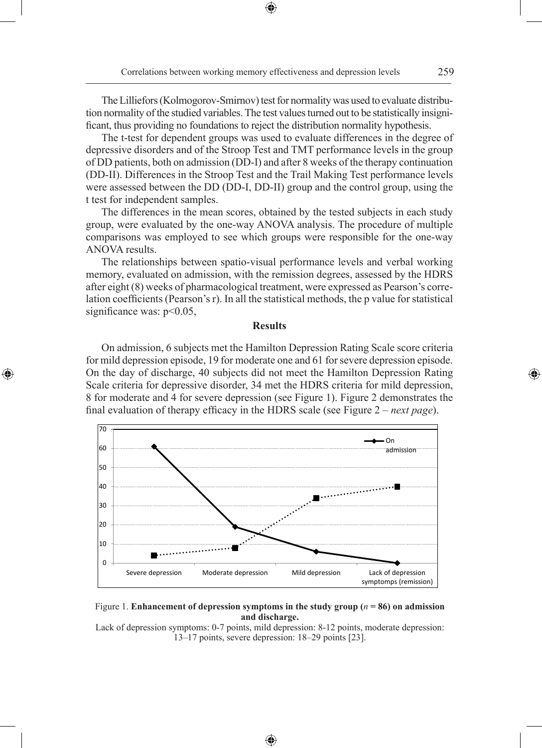The Lilliefors (Kolmogorov-Smirnov) test for normality was used to evaluate distribution normality of the studied variables. The test values turned out to be statistically insignificant, thus providing no foundations to reject the distribution normality hypothesis.

The t-test for dependent groups was used to evaluate differences in the degree of depressive disorders and of the Stroop Test and TMT performance levels in the group of DD patients, both on admission (DD-I) and after 8 weeks of the therapy continuation (DD-II). Differences in the Stroop Test and the Trail Making Test performance levels were assessed between the DD (DD-I, DD-II) group and the control group, using the t test for independent samples.

The differences in the mean scores, obtained by the tested subjects in each study group, were evaluated by the one-way ANOVA analysis. The procedure of multiple comparisons was employed to see which groups were responsible for the one-way ANOVA results.

The relationships between spatio-visual performance levels and verbal working memory, evaluated on admission, with the remission degrees, assessed by the HDRS after eight (8) weeks of pharmacological treatment, were expressed as Pearson's correlation coefficients (Pearson's r). In all the statistical methods, the p value for statistical significance was: $p<0.05$,

## Results

On admission, 6 subjects met the Hamilton Depression Rating Scale score criteria for mild depression episode, 19 for moderate one and 61 for severe depression episode. On the day of discharge, 40 subjects did not meet the Hamilton Depression Rating Scale criteria for depressive disorder, 34 met the HDRS criteria for mild depression, 8 for moderate and 4 for severe depression (see Figure 1). Figure 2 demonstrates the final evaluation of therapy efficacy in the HDRS scale (see Figure 2 – *next page*).

Figure 1. **Enhancement of depression symptoms in the study group ($n = 86$) on admission and discharge.**

Lack of depression symptoms: 0-7 points, mild depression: 8-12 points, moderate depression: 13–17 points, severe depression: 18–29 points [23].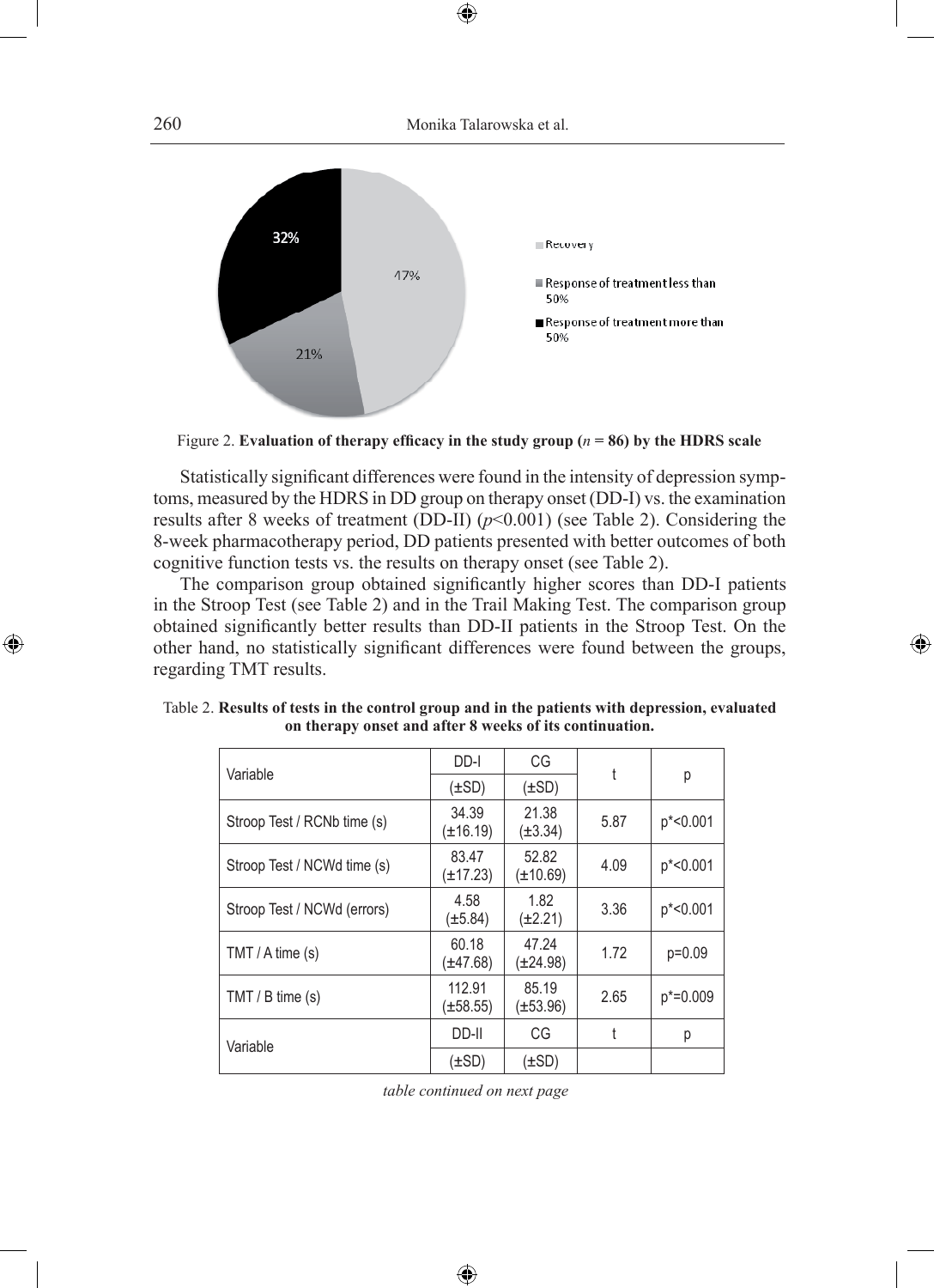Figure 2. **Evaluation of therapy efficacy in the study group (*n* = 86) by the HDRS scale**

Statistically significant differences were found in the intensity of depression symptoms, measured by the HDRS in DD group on therapy onset (DD-I) vs. the examination results after 8 weeks of treatment (DD-II) ($p<0.001$) (see Table 2). Considering the 8-week pharmacotherapy period, DD patients presented with better outcomes of both cognitive function tests vs. the results on therapy onset (see Table 2).

The comparison group obtained significantly higher scores than DD-I patients in the Stroop Test (see Table 2) and in the Trail Making Test. The comparison group obtained significantly better results than DD-II patients in the Stroop Test. On the other hand, no statistically significant differences were found between the groups, regarding TMT results.

Table 2. **Results of tests in the control group and in the patients with depression, evaluated on therapy onset and after 8 weeks of its continuation.**

| Variable | DD-I (±SD) | CG (±SD) | t | p |
|---|---|---|---|---|
| Stroop Test / RCNb time (s) | 34.39 (±16.19) | 21.38 (±3.34) | 5.87 | p*<0.001 |
| Stroop Test / NCWd time (s) | 83.47 (±17.23) | 52.82 (±10.69) | 4.09 | p*<0.001 |
| Stroop Test / NCWd (errors) | 4.58 (±5.84) | 1.82 (±2.21) | 3.36 | p*<0.001 |
| TMT / A time (s) | 60.18 (±47.68) | 47.24 (±24.98) | 1.72 | p=0.09 |
| TMT / B time (s) | 112.91 (±58.55) | 85.19 (±53.96) | 2.65 | p*=0.009 |
| Variable | DD-II (±SD) | CG (±SD) | t | p |

*table continued on next page*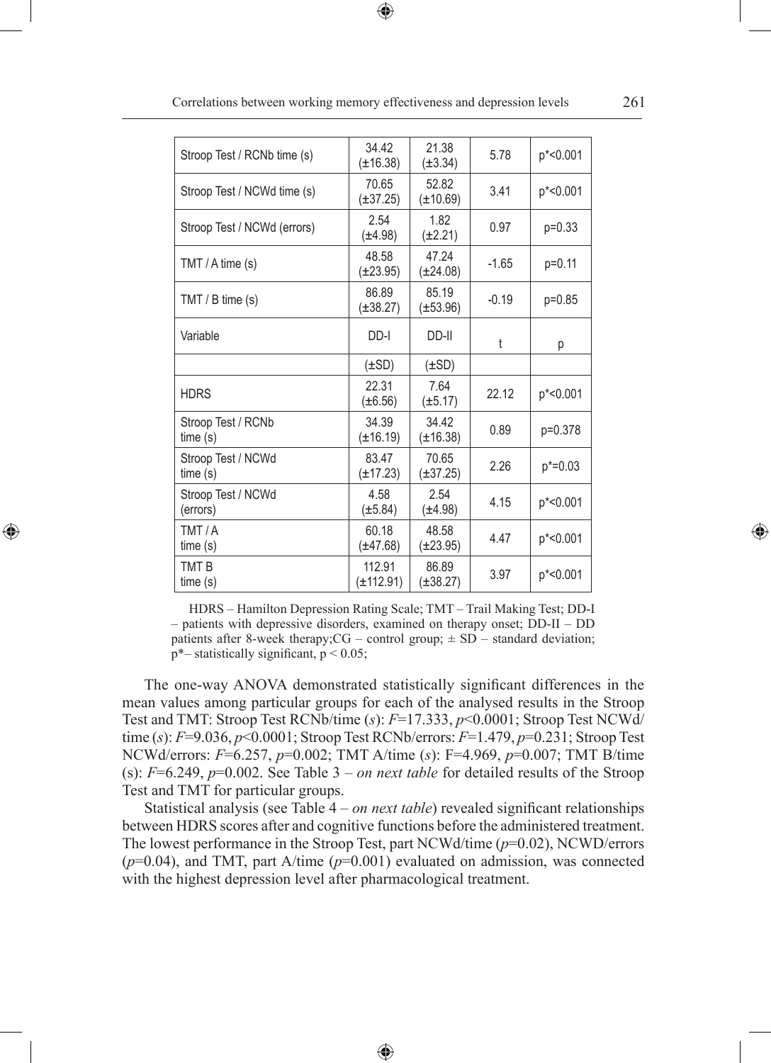| | | | | |
|---|---|---|---|---|
| Stroop Test / RCNb time (s) | 34.42 (±16.38) | 21.38 (±3.34) | 5.78 | p*<0.001 |
| Stroop Test / NCWd time (s) | 70.65 (±37.25) | 52.82 (±10.69) | 3.41 | p*<0.001 |
| Stroop Test / NCWd (errors) | 2.54 (±4.98) | 1.82 (±2.21) | 0.97 | p=0.33 |
| TMT / A time (s) | 48.58 (±23.95) | 47.24 (±24.08) | -1.65 | p=0.11 |
| TMT / B time (s) | 86.89 (±38.27) | 85.19 (±53.96) | -0.19 | p=0.85 |
| Variable | DD-I | DD-II | t | p |
| | (±SD) | (±SD) | | |
| HDRS | 22.31 (±6.56) | 7.64 (±5.17) | 22.12 | p*<0.001 |
| Stroop Test / RCNb time (s) | 34.39 (±16.19) | 34.42 (±16.38) | 0.89 | p=0.378 |
| Stroop Test / NCWd time (s) | 83.47 (±17.23) | 70.65 (±37.25) | 2.26 | p*=0.03 |
| Stroop Test / NCWd (errors) | 4.58 (±5.84) | 2.54 (±4.98) | 4.15 | p*<0.001 |
| TMT / A time (s) | 60.18 (±47.68) | 48.58 (±23.95) | 4.47 | p*<0.001 |
| TMT B time (s) | 112.91 (±112.91) | 86.89 (±38.27) | 3.97 | p*<0.001 |

HDRS – Hamilton Depression Rating Scale; TMT – Trail Making Test; DD-I – patients with depressive disorders, examined on therapy onset; DD-II – DD patients after 8-week therapy;CG – control group; ± SD – standard deviation; p*– statistically significant, $p < 0.05$;

The one-way ANOVA demonstrated statistically significant differences in the mean values among particular groups for each of the analysed results in the Stroop Test and TMT: Stroop Test RCNb/time (*s*): $F$=17.333, $p$<0.0001; Stroop Test NCWd/time (*s*): $F$=9.036, $p$<0.0001; Stroop Test RCNb/errors: $F$=1.479, $p$=0.231; Stroop Test NCWd/errors: $F$=6.257, $p$=0.002; TMT A/time (*s*): F=4.969, $p$=0.007; TMT B/time (s): $F$=6.249, $p$=0.002. See Table 3 – *on next table* for detailed results of the Stroop Test and TMT for particular groups.

Statistical analysis (see Table 4 – *on next table*) revealed significant relationships between HDRS scores after and cognitive functions before the administered treatment. The lowest performance in the Stroop Test, part NCWd/time ($p$=0.02), NCWD/errors ($p$=0.04), and TMT, part A/time ($p$=0.001) evaluated on admission, was connected with the highest depression level after pharmacological treatment.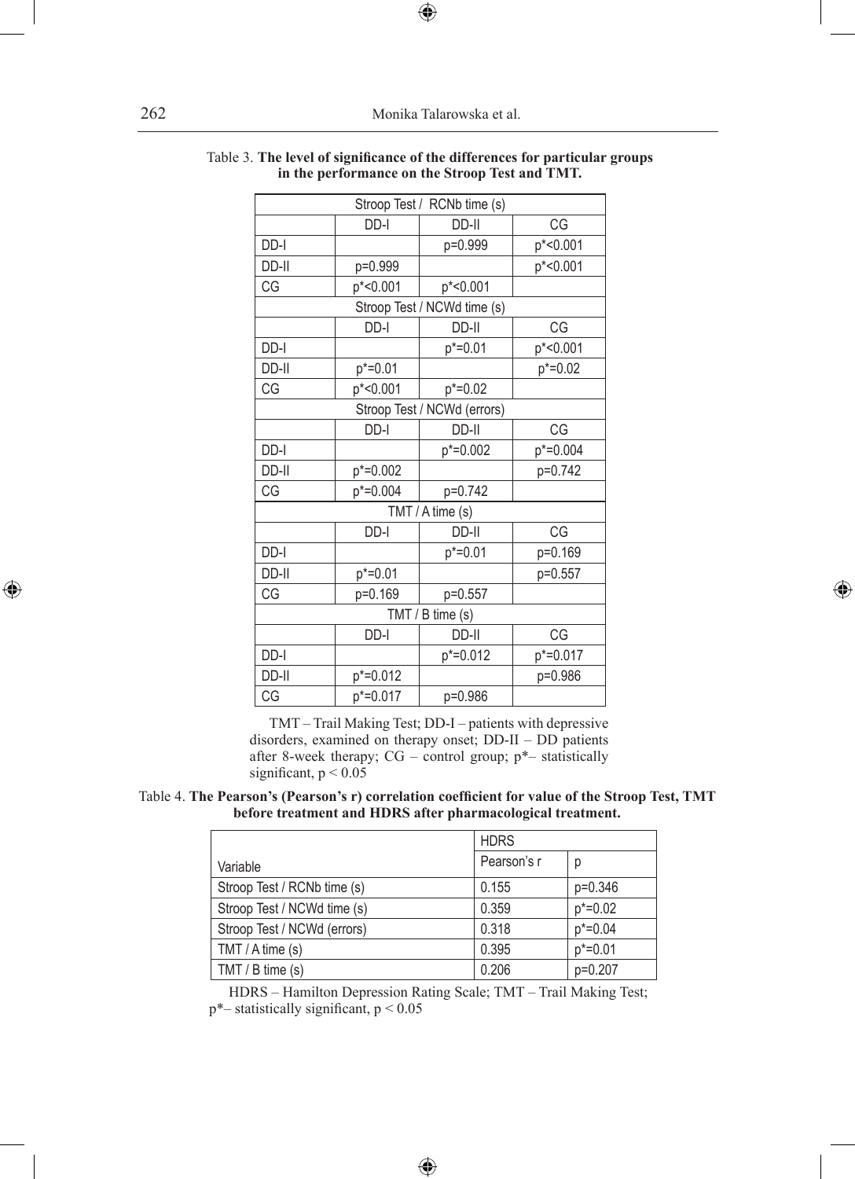Table 3. **The level of significance of the differences for particular groups in the performance on the Stroop Test and TMT.**

| Stroop Test / RCNb time (s) | | | |
|---|---|---|---|
| | DD-I | DD-II | CG |
| DD-I | | p=0.999 | p*<0.001 |
| DD-II | p=0.999 | | p*<0.001 |
| CG | p*<0.001 | p*<0.001 | |
| **Stroop Test / NCWd time (s)** | | | |
| | DD-I | DD-II | CG |
| DD-I | | p*=0.01 | p*<0.001 |
| DD-II | p*=0.01 | | p*=0.02 |
| CG | p*<0.001 | p*=0.02 | |
| **Stroop Test / NCWd (errors)** | | | |
| | DD-I | DD-II | CG |
| DD-I | | p*=0.002 | p*=0.004 |
| DD-II | p*=0.002 | | p=0.742 |
| CG | p*=0.004 | p=0.742 | |
| **TMT / A time (s)** | | | |
| | DD-I | DD-II | CG |
| DD-I | | p*=0.01 | p=0.169 |
| DD-II | p*=0.01 | | p=0.557 |
| CG | p=0.169 | p=0.557 | |
| **TMT / B time (s)** | | | |
| | DD-I | DD-II | CG |
| DD-I | | p*=0.012 | p*=0.017 |
| DD-II | p*=0.012 | | p=0.986 |
| CG | p*=0.017 | p=0.986 | |

TMT – Trail Making Test; DD-I – patients with depressive disorders, examined on therapy onset; DD-II – DD patients after 8-week therapy; CG – control group; p*– statistically significant, $p < 0.05$

Table 4. **The Pearson's (Pearson's r) correlation coefficient for value of the Stroop Test, TMT before treatment and HDRS after pharmacological treatment.**

| Variable | HDRS | |
|---|---|---|
| | Pearson's r | p |
| Stroop Test / RCNb time (s) | 0.155 | p=0.346 |
| Stroop Test / NCWd time (s) | 0.359 | p*=0.02 |
| Stroop Test / NCWd (errors) | 0.318 | p*=0.04 |
| TMT / A time (s) | 0.395 | p*=0.01 |
| TMT / B time (s) | 0.206 | p=0.207 |

HDRS – Hamilton Depression Rating Scale; TMT – Trail Making Test; p*– statistically significant, $p < 0.05$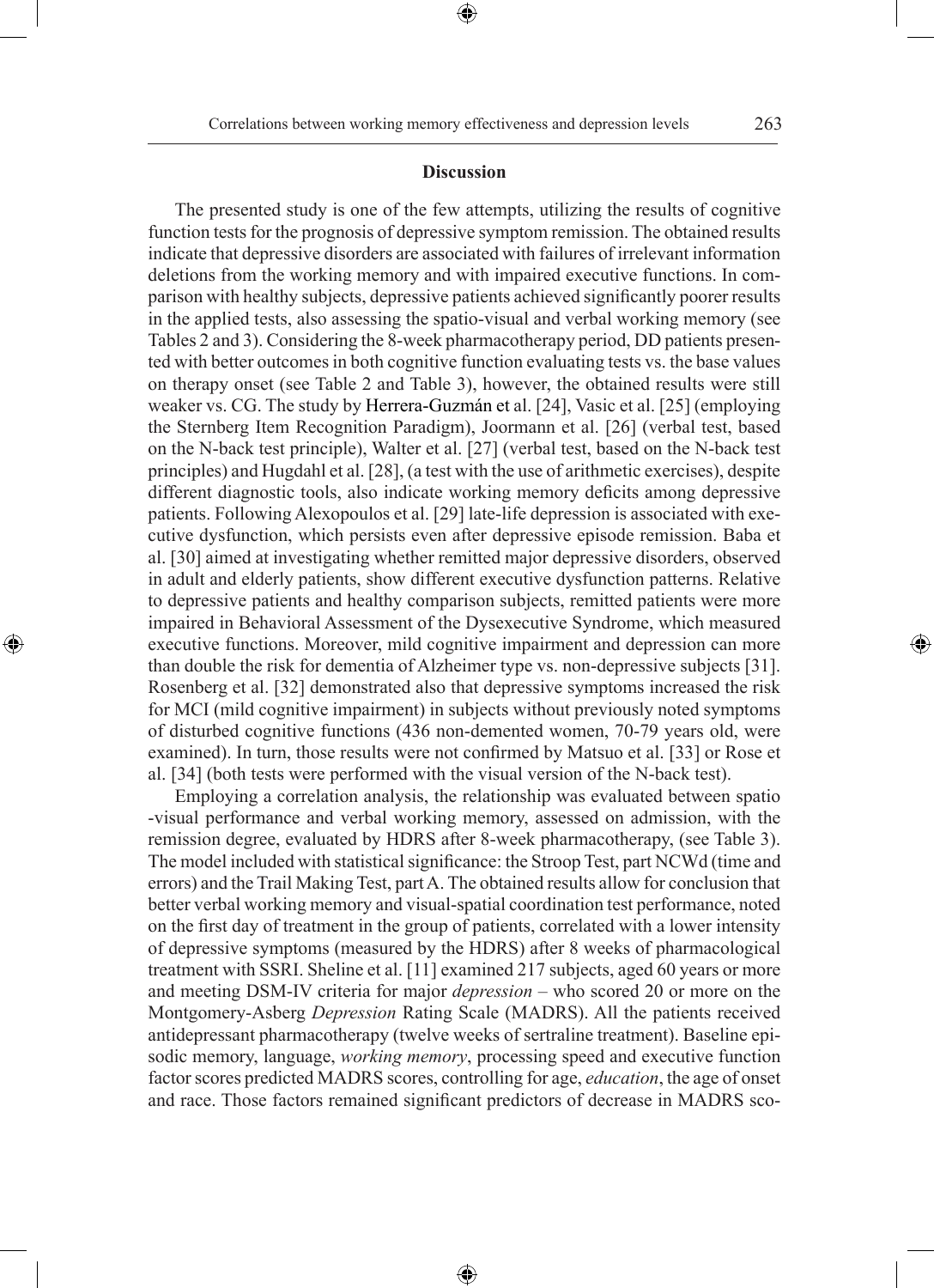## Discussion

The presented study is one of the few attempts, utilizing the results of cognitive function tests for the prognosis of depressive symptom remission. The obtained results indicate that depressive disorders are associated with failures of irrelevant information deletions from the working memory and with impaired executive functions. In comparison with healthy subjects, depressive patients achieved significantly poorer results in the applied tests, also assessing the spatio-visual and verbal working memory (see Tables 2 and 3). Considering the 8-week pharmacotherapy period, DD patients presented with better outcomes in both cognitive function evaluating tests vs. the base values on therapy onset (see Table 2 and Table 3), however, the obtained results were still weaker vs. CG. The study by Herrera-Guzmán et al. [24], Vasic et al. [25] (employing the Sternberg Item Recognition Paradigm), Joormann et al. [26] (verbal test, based on the N-back test principle), Walter et al. [27] (verbal test, based on the N-back test principles) and Hugdahl et al. [28], (a test with the use of arithmetic exercises), despite different diagnostic tools, also indicate working memory deficits among depressive patients. Following Alexopoulos et al. [29] late-life depression is associated with executive dysfunction, which persists even after depressive episode remission. Baba et al. [30] aimed at investigating whether remitted major depressive disorders, observed in adult and elderly patients, show different executive dysfunction patterns. Relative to depressive patients and healthy comparison subjects, remitted patients were more impaired in Behavioral Assessment of the Dysexecutive Syndrome, which measured executive functions. Moreover, mild cognitive impairment and depression can more than double the risk for dementia of Alzheimer type vs. non-depressive subjects [31]. Rosenberg et al. [32] demonstrated also that depressive symptoms increased the risk for MCI (mild cognitive impairment) in subjects without previously noted symptoms of disturbed cognitive functions (436 non-demented women, 70-79 years old, were examined). In turn, those results were not confirmed by Matsuo et al. [33] or Rose et al. [34] (both tests were performed with the visual version of the N-back test).

Employing a correlation analysis, the relationship was evaluated between spatio -visual performance and verbal working memory, assessed on admission, with the remission degree, evaluated by HDRS after 8-week pharmacotherapy, (see Table 3). The model included with statistical significance: the Stroop Test, part NCWd (time and errors) and the Trail Making Test, part A. The obtained results allow for conclusion that better verbal working memory and visual-spatial coordination test performance, noted on the first day of treatment in the group of patients, correlated with a lower intensity of depressive symptoms (measured by the HDRS) after 8 weeks of pharmacological treatment with SSRI. Sheline et al. [11] examined 217 subjects, aged 60 years or more and meeting DSM-IV criteria for major *depression* – who scored 20 or more on the Montgomery-Asberg *Depression* Rating Scale (MADRS). All the patients received antidepressant pharmacotherapy (twelve weeks of sertraline treatment). Baseline episodic memory, language, *working memory*, processing speed and executive function factor scores predicted MADRS scores, controlling for age, *education*, the age of onset and race. Those factors remained significant predictors of decrease in MADRS sco-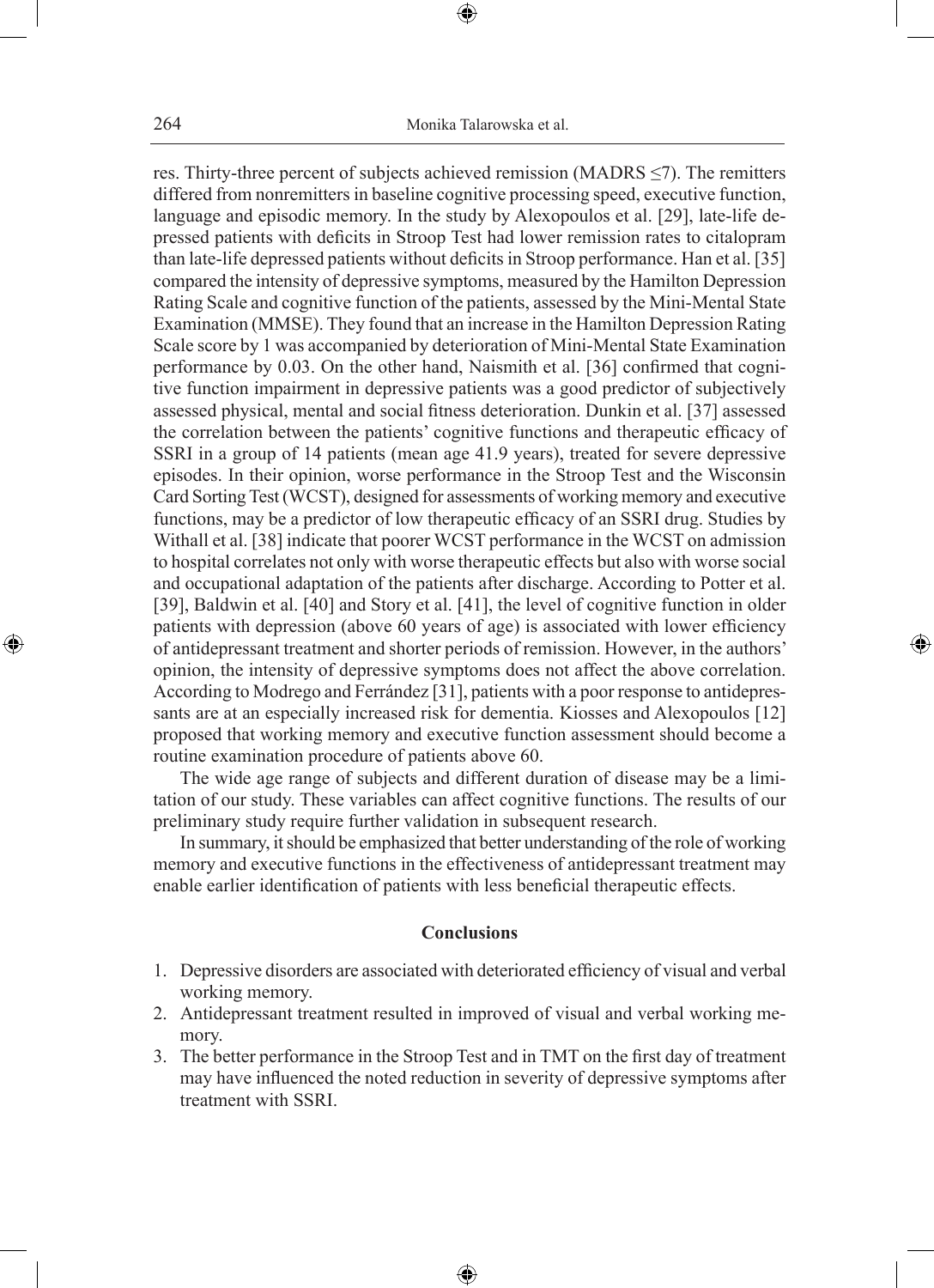res. Thirty-three percent of subjects achieved remission (MADRS $\leq$7). The remitters differed from nonremitters in baseline cognitive processing speed, executive function, language and episodic memory. In the study by Alexopoulos et al. [29], late-life depressed patients with deficits in Stroop Test had lower remission rates to citalopram than late-life depressed patients without deficits in Stroop performance. Han et al. [35] compared the intensity of depressive symptoms, measured by the Hamilton Depression Rating Scale and cognitive function of the patients, assessed by the Mini-Mental State Examination (MMSE). They found that an increase in the Hamilton Depression Rating Scale score by 1 was accompanied by deterioration of Mini-Mental State Examination performance by 0.03. On the other hand, Naismith et al. [36] confirmed that cognitive function impairment in depressive patients was a good predictor of subjectively assessed physical, mental and social fitness deterioration. Dunkin et al. [37] assessed the correlation between the patients' cognitive functions and therapeutic efficacy of SSRI in a group of 14 patients (mean age 41.9 years), treated for severe depressive episodes. In their opinion, worse performance in the Stroop Test and the Wisconsin Card Sorting Test (WCST), designed for assessments of working memory and executive functions, may be a predictor of low therapeutic efficacy of an SSRI drug. Studies by Withall et al. [38] indicate that poorer WCST performance in the WCST on admission to hospital correlates not only with worse therapeutic effects but also with worse social and occupational adaptation of the patients after discharge. According to Potter et al. [39], Baldwin et al. [40] and Story et al. [41], the level of cognitive function in older patients with depression (above 60 years of age) is associated with lower efficiency of antidepressant treatment and shorter periods of remission. However, in the authors' opinion, the intensity of depressive symptoms does not affect the above correlation. According to Modrego and Ferrández [31], patients with a poor response to antidepressants are at an especially increased risk for dementia. Kiosses and Alexopoulos [12] proposed that working memory and executive function assessment should become a routine examination procedure of patients above 60.

The wide age range of subjects and different duration of disease may be a limitation of our study. These variables can affect cognitive functions. The results of our preliminary study require further validation in subsequent research.

In summary, it should be emphasized that better understanding of the role of working memory and executive functions in the effectiveness of antidepressant treatment may enable earlier identification of patients with less beneficial therapeutic effects.

## Conclusions

1. Depressive disorders are associated with deteriorated efficiency of visual and verbal working memory.
2. Antidepressant treatment resulted in improved of visual and verbal working memory.
3. The better performance in the Stroop Test and in TMT on the first day of treatment may have influenced the noted reduction in severity of depressive symptoms after treatment with SSRI.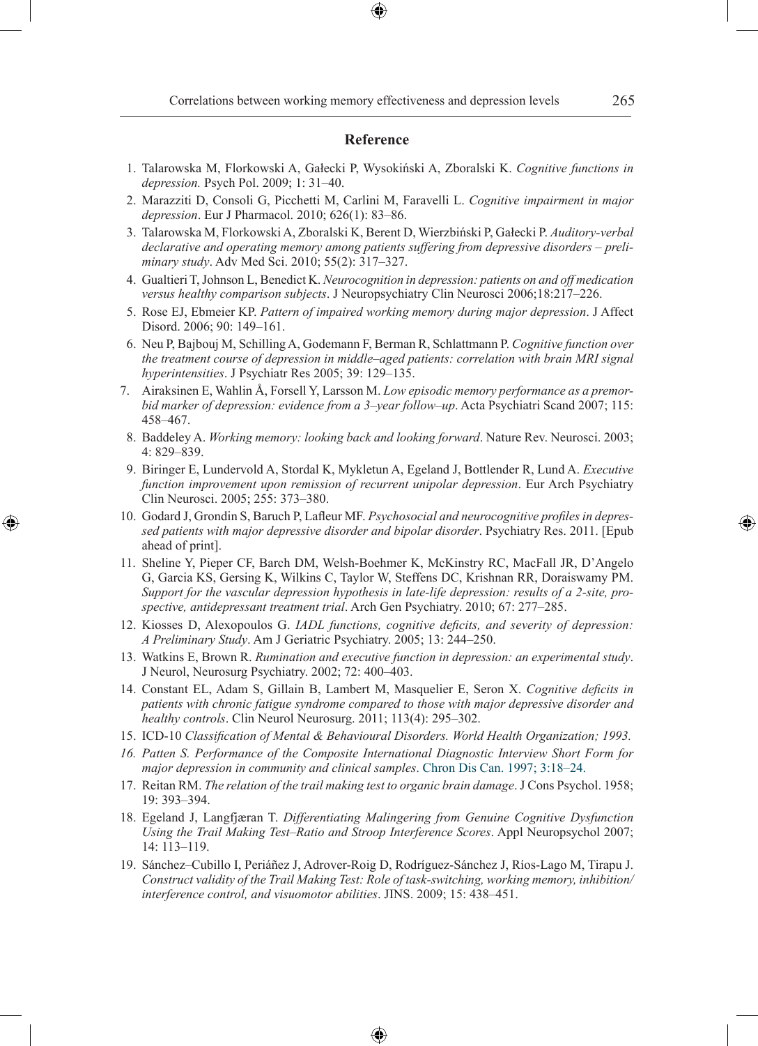## Reference

1. Talarowska M, Florkowski A, Gałecki P, Wysokiński A, Zboralski K. *Cognitive functions in depression.* Psych Pol. 2009; 1: 31–40.
2. Marazziti D, Consoli G, Picchetti M, Carlini M, Faravelli L. *Cognitive impairment in major depression*. Eur J Pharmacol. 2010; 626(1): 83–86.
3. Talarowska M, Florkowski A, Zboralski K, Berent D, Wierzbiński P, Gałecki P. *Auditory-verbal declarative and operating memory among patients suffering from depressive disorders – preliminary study*. Adv Med Sci. 2010; 55(2): 317–327.
4. Gualtieri T, Johnson L, Benedict K. *Neurocognition in depression: patients on and off medication versus healthy comparison subjects*. J Neuropsychiatry Clin Neurosci 2006;18:217–226.
5. Rose EJ, Ebmeier KP. *Pattern of impaired working memory during major depression*. J Affect Disord. 2006; 90: 149–161.
6. Neu P, Bajbouj M, Schilling A, Godemann F, Berman R, Schlattmann P. *Cognitive function over the treatment course of depression in middle–aged patients: correlation with brain MRI signal hyperintensities*. J Psychiatr Res 2005; 39: 129–135.
7. Airaksinen E, Wahlin Å, Forsell Y, Larsson M. *Low episodic memory performance as a premorbid marker of depression: evidence from a 3–year follow–up*. Acta Psychiatri Scand 2007; 115: 458–467.
8. Baddeley A. *Working memory: looking back and looking forward*. Nature Rev. Neurosci. 2003; 4: 829–839.
9. Biringer E, Lundervold A, Stordal K, Mykletun A, Egeland J, Bottlender R, Lund A. *Executive function improvement upon remission of recurrent unipolar depression*. Eur Arch Psychiatry Clin Neurosci. 2005; 255: 373–380.
10. Godard J, Grondin S, Baruch P, Lafleur MF. *Psychosocial and neurocognitive profiles in depressed patients with major depressive disorder and bipolar disorder*. Psychiatry Res. 2011. [Epub ahead of print].
11. Sheline Y, Pieper CF, Barch DM, Welsh-Boehmer K, McKinstry RC, MacFall JR, D'Angelo G, Garcia KS, Gersing K, Wilkins C, Taylor W, Steffens DC, Krishnan RR, Doraiswamy PM. *Support for the vascular depression hypothesis in late-life depression: results of a 2-site, prospective, antidepressant treatment trial*. Arch Gen Psychiatry. 2010; 67: 277–285.
12. Kiosses D, Alexopoulos G. *IADL functions, cognitive deficits, and severity of depression: A Preliminary Study*. Am J Geriatric Psychiatry. 2005; 13: 244–250.
13. Watkins E, Brown R. *Rumination and executive function in depression: an experimental study*. J Neurol, Neurosurg Psychiatry. 2002; 72: 400–403.
14. Constant EL, Adam S, Gillain B, Lambert M, Masquelier E, Seron X. *Cognitive deficits in patients with chronic fatigue syndrome compared to those with major depressive disorder and healthy controls*. Clin Neurol Neurosurg. 2011; 113(4): 295–302.
15. ICD-10 *Classification of Mental & Behavioural Disorders. World Health Organization; 1993.*
16. *Patten S. Performance of the Composite International Diagnostic Interview Short Form for major depression in community and clinical samples*. Chron Dis Can. 1997; 3:18–24.
17. Reitan RM. *The relation of the trail making test to organic brain damage*. J Cons Psychol. 1958; 19: 393–394.
18. Egeland J, Langfjæran T. *Differentiating Malingering from Genuine Cognitive Dysfunction Using the Trail Making Test–Ratio and Stroop Interference Scores*. Appl Neuropsychol 2007; 14: 113–119.
19. Sánchez–Cubillo I, Periáñez J, Adrover-Roig D, Rodríguez-Sánchez J, Ríos-Lago M, Tirapu J. *Construct validity of the Trail Making Test: Role of task-switching, working memory, inhibition/interference control, and visuomotor abilities*. JINS. 2009; 15: 438–451.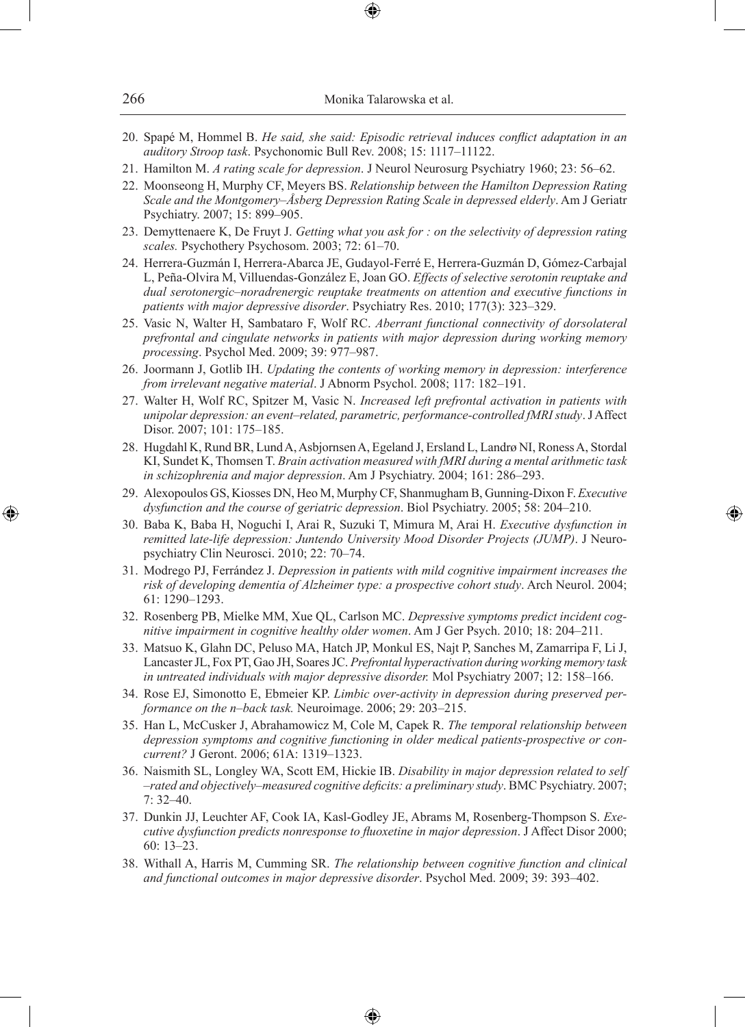20. Spapé M, Hommel B. *He said, she said: Episodic retrieval induces conflict adaptation in an auditory Stroop task*. Psychonomic Bull Rev. 2008; 15: 1117–11122.
21. Hamilton M. *A rating scale for depression*. J Neurol Neurosurg Psychiatry 1960; 23: 56–62.
22. Moonseong H, Murphy CF, Meyers BS. *Relationship between the Hamilton Depression Rating Scale and the Montgomery–Åsberg Depression Rating Scale in depressed elderly*. Am J Geriatr Psychiatry. 2007; 15: 899–905.
23. Demyttenaere K, De Fruyt J. *Getting what you ask for : on the selectivity of depression rating scales.* Psychothery Psychosom. 2003; 72: 61–70.
24. Herrera-Guzmán I, Herrera-Abarca JE, Gudayol-Ferré E, Herrera-Guzmán D, Gómez-Carbajal L, Peña-Olvira M, Villuendas-González E, Joan GO. *Effects of selective serotonin reuptake and dual serotonergic–noradrenergic reuptake treatments on attention and executive functions in patients with major depressive disorder*. Psychiatry Res. 2010; 177(3): 323–329.
25. Vasic N, Walter H, Sambataro F, Wolf RC. *Aberrant functional connectivity of dorsolateral prefrontal and cingulate networks in patients with major depression during working memory processing*. Psychol Med. 2009; 39: 977–987.
26. Joormann J, Gotlib IH. *Updating the contents of working memory in depression: interference from irrelevant negative material*. J Abnorm Psychol. 2008; 117: 182–191.
27. Walter H, Wolf RC, Spitzer M, Vasic N. *Increased left prefrontal activation in patients with unipolar depression: an event–related, parametric, performance-controlled fMRI study*. J Affect Disor. 2007; 101: 175–185.
28. Hugdahl K, Rund BR, Lund A, Asbjornsen A, Egeland J, Ersland L, Landrø NI, Roness A, Stordal KI, Sundet K, Thomsen T. *Brain activation measured with fMRI during a mental arithmetic task in schizophrenia and major depression*. Am J Psychiatry. 2004; 161: 286–293.
29. Alexopoulos GS, Kiosses DN, Heo M, Murphy CF, Shanmugham B, Gunning-Dixon F. *Executive dysfunction and the course of geriatric depression*. Biol Psychiatry. 2005; 58: 204–210.
30. Baba K, Baba H, Noguchi I, Arai R, Suzuki T, Mimura M, Arai H. *Executive dysfunction in remitted late-life depression: Juntendo University Mood Disorder Projects (JUMP)*. J Neuropsychiatry Clin Neurosci. 2010; 22: 70–74.
31. Modrego PJ, Ferrández J. *Depression in patients with mild cognitive impairment increases the risk of developing dementia of Alzheimer type: a prospective cohort study*. Arch Neurol. 2004; 61: 1290–1293.
32. Rosenberg PB, Mielke MM, Xue QL, Carlson MC. *Depressive symptoms predict incident cognitive impairment in cognitive healthy older women*. Am J Ger Psych. 2010; 18: 204–211.
33. Matsuo K, Glahn DC, Peluso MA, Hatch JP, Monkul ES, Najt P, Sanches M, Zamarripa F, Li J, Lancaster JL, Fox PT, Gao JH, Soares JC. *Prefrontal hyperactivation during working memory task in untreated individuals with major depressive disorder.* Mol Psychiatry 2007; 12: 158–166.
34. Rose EJ, Simonotto E, Ebmeier KP. *Limbic over-activity in depression during preserved performance on the n–back task.* Neuroimage. 2006; 29: 203–215.
35. Han L, McCusker J, Abrahamowicz M, Cole M, Capek R. *The temporal relationship between depression symptoms and cognitive functioning in older medical patients-prospective or concurrent?* J Geront. 2006; 61A: 1319–1323.
36. Naismith SL, Longley WA, Scott EM, Hickie IB. *Disability in major depression related to self –rated and objectively–measured cognitive deficits: a preliminary study*. BMC Psychiatry. 2007; 7: 32–40.
37. Dunkin JJ, Leuchter AF, Cook IA, Kasl-Godley JE, Abrams M, Rosenberg-Thompson S. *Executive dysfunction predicts nonresponse to fluoxetine in major depression*. J Affect Disor 2000; 60: 13–23.
38. Withall A, Harris M, Cumming SR. *The relationship between cognitive function and clinical and functional outcomes in major depressive disorder*. Psychol Med. 2009; 39: 393–402.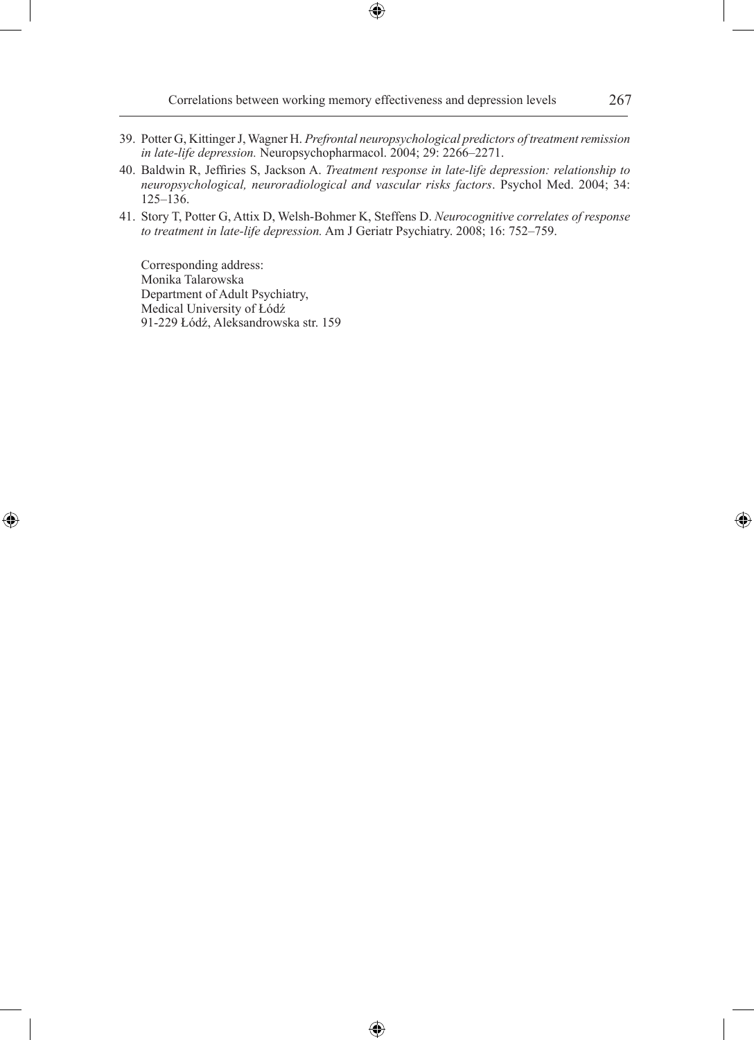39. Potter G, Kittinger J, Wagner H. *Prefrontal neuropsychological predictors of treatment remission in late-life depression.* Neuropsychopharmacol. 2004; 29: 2266–2271.
40. Baldwin R, Jeffiries S, Jackson A. *Treatment response in late-life depression: relationship to neuropsychological, neuroradiological and vascular risks factors*. Psychol Med. 2004; 34: 125–136.
41. Story T, Potter G, Attix D, Welsh-Bohmer K, Steffens D. *Neurocognitive correlates of response to treatment in late-life depression.* Am J Geriatr Psychiatry. 2008; 16: 752–759.

Corresponding address:
Monika Talarowska
Department of Adult Psychiatry,
Medical University of Łódź
91-229 Łódź, Aleksandrowska str. 159